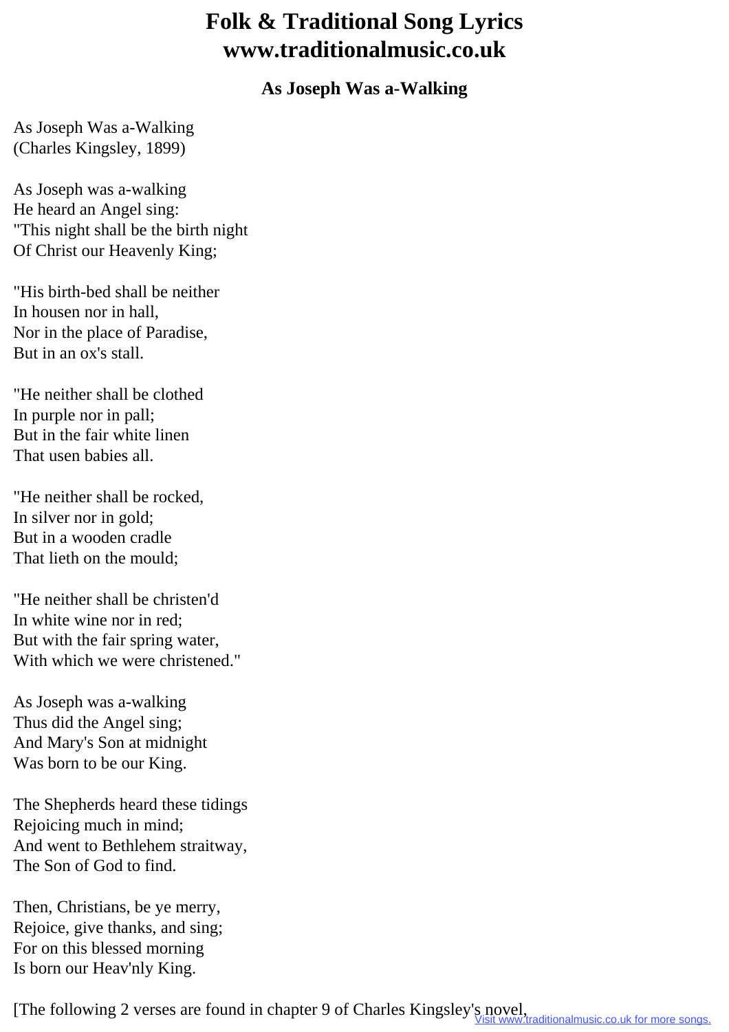# Folk & Traditional Song Lyrics www.traditionalmusic.co.uk

### As Joseph Was a-Walking

As Joseph Was a-Walking
(Charles Kingsley, 1899)

As Joseph was a-walking
He heard an Angel sing:
"This night shall be the birth night
Of Christ our Heavenly King;

"His birth-bed shall be neither
In housen nor in hall,
Nor in the place of Paradise,
But in an ox's stall.

"He neither shall be clothed
In purple nor in pall;
But in the fair white linen
That usen babies all.

"He neither shall be rocked,
In silver nor in gold;
But in a wooden cradle
That lieth on the mould;

"He neither shall be christen'd
In white wine nor in red;
But with the fair spring water,
With which we were christened."

As Joseph was a-walking
Thus did the Angel sing;
And Mary's Son at midnight
Was born to be our King.

The Shepherds heard these tidings
Rejoicing much in mind;
And went to Bethlehem straitway,
The Son of God to find.

Then, Christians, be ye merry,
Rejoice, give thanks, and sing;
For on this blessed morning
Is born our Heav'nly King.

[The following 2 verses are found in chapter 9 of Charles Kingsley's novel,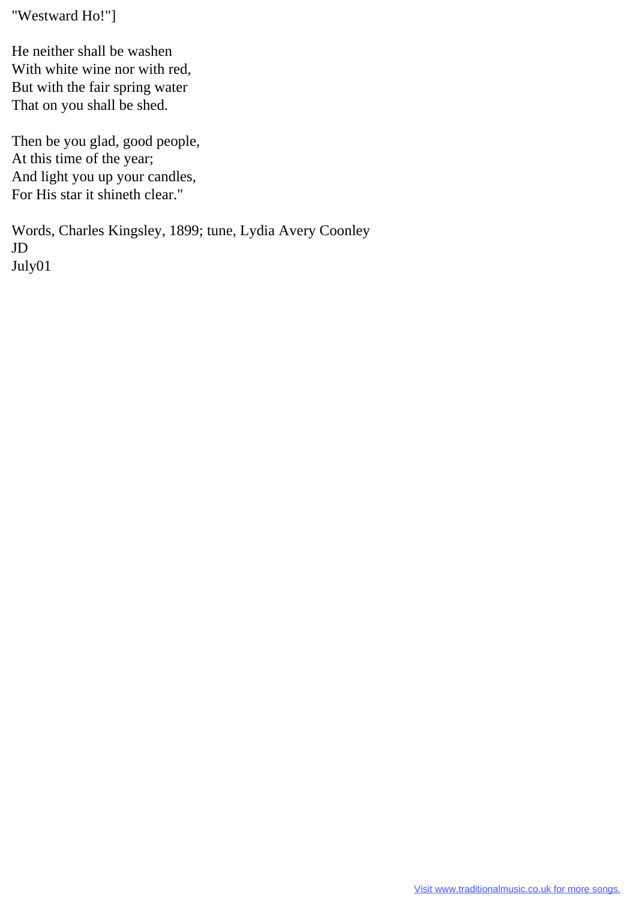"Westward Ho!"]

He neither shall be washen
With white wine nor with red,
But with the fair spring water
That on you shall be shed.

Then be you glad, good people,
At this time of the year;
And light you up your candles,
For His star it shineth clear."

Words, Charles Kingsley, 1899; tune, Lydia Avery Coonley
JD
July01